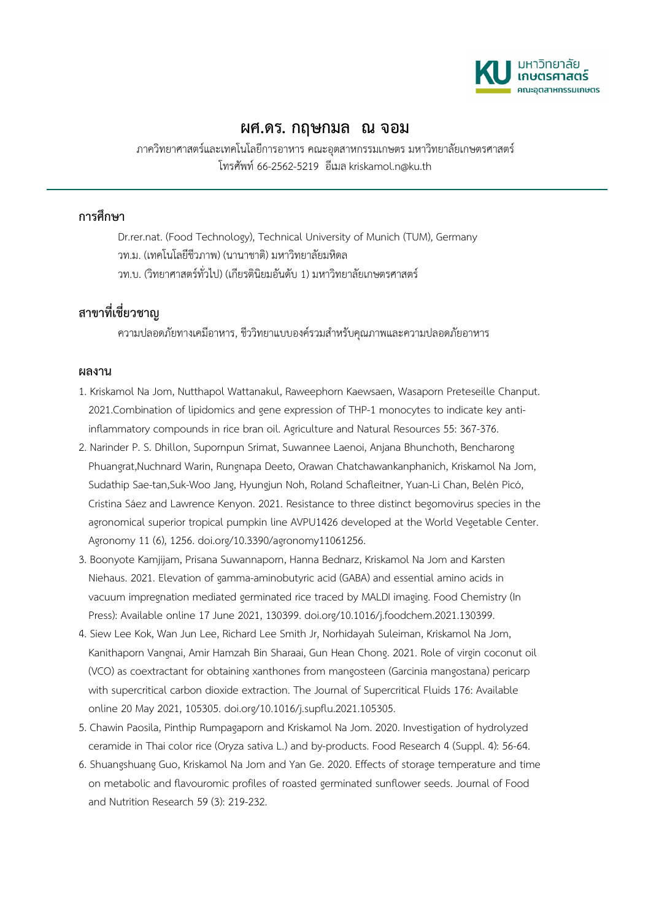# ผศ.ดร. กฤษกมล  ณ จอม

ภาควิชาวิทยาศาสตร์และเทคโนโลยีการอาหาร คณะอุตสาหกรรมเกษตร มหาวิทยาลัยเกษตรศาสตร์
โทรศัพท์ 66-2562-5219  อีเมล kriskamol.n@ku.th

## การศึกษา

Dr.rer.nat. (Food Technology), Technical University of Munich (TUM), Germany
วท.ม. (เทคโนโลยีชีวภาพ) (นานาชาติ) มหาวิทยาลัยมหิดล
วท.บ. (วิทยาศาสตร์ทั่วไป) (เกียรตินิยมอันดับ 1) มหาวิทยาลัยเกษตรศาสตร์

## สาขาที่เชี่ยวชาญ

ความปลอดภัยทางเคมีอาหาร, ชีววิทยาแบบองค์รวมสำหรับคุณภาพและความปลอดภัยอาหาร

## ผลงาน

1. Kriskamol Na Jom, Nutthapol Wattanakul, Raweephorn Kaewsaen, Wasaporn Preteseille Chanput. 2021.Combination of lipidomics and gene expression of THP-1 monocytes to indicate key anti-inflammatory compounds in rice bran oil. Agriculture and Natural Resources 55: 367-376.
2. Narinder P. S. Dhillon, Supornpun Srimat, Suwannee Laenoi, Anjana Bhunchoth, Bencharong Phuangrat,Nuchnard Warin, Rungnapa Deeto, Orawan Chatchawankanphanich, Kriskamol Na Jom, Sudathip Sae-tan,Suk-Woo Jang, Hyungjun Noh, Roland Schafleitner, Yuan-Li Chan, Belén Picó, Cristina Sáez and Lawrence Kenyon. 2021. Resistance to three distinct begomovirus species in the agronomical superior tropical pumpkin line AVPU1426 developed at the World Vegetable Center. Agronomy 11 (6), 1256. doi.org/10.3390/agronomy11061256.
3. Boonyote Kamjijam, Prisana Suwannaporn, Hanna Bednarz, Kriskamol Na Jom and Karsten Niehaus. 2021. Elevation of gamma-aminobutyric acid (GABA) and essential amino acids in vacuum impregnation mediated germinated rice traced by MALDI imaging. Food Chemistry (In Press): Available online 17 June 2021, 130399. doi.org/10.1016/j.foodchem.2021.130399.
4. Siew Lee Kok, Wan Jun Lee, Richard Lee Smith Jr, Norhidayah Suleiman, Kriskamol Na Jom, Kanithaporn Vangnai, Amir Hamzah Bin Sharaai, Gun Hean Chong. 2021. Role of virgin coconut oil (VCO) as coextractant for obtaining xanthones from mangosteen (Garcinia mangostana) pericarp with supercritical carbon dioxide extraction. The Journal of Supercritical Fluids 176: Available online 20 May 2021, 105305. doi.org/10.1016/j.supflu.2021.105305.
5. Chawin Paosila, Pinthip Rumpagaporn and Kriskamol Na Jom. 2020. Investigation of hydrolyzed ceramide in Thai color rice (Oryza sativa L.) and by-products. Food Research 4 (Suppl. 4): 56-64.
6. Shuangshuang Guo, Kriskamol Na Jom and Yan Ge. 2020. Effects of storage temperature and time on metabolic and flavouromic profiles of roasted germinated sunflower seeds. Journal of Food and Nutrition Research 59 (3): 219-232.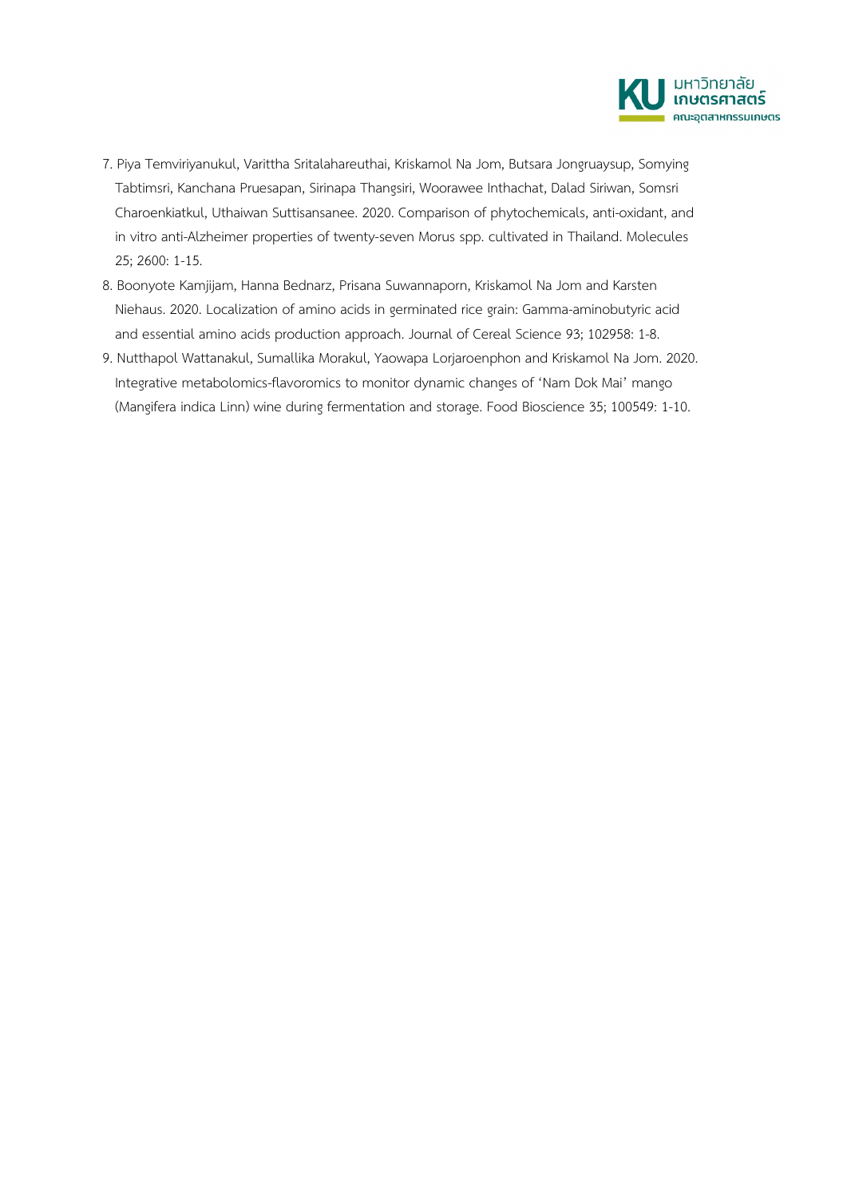7. Piya Temviriyanukul, Varittha Sritalahareuthai, Kriskamol Na Jom, Butsara Jongruaysup, Somying Tabtimsri, Kanchana Pruesapan, Sirinapa Thangsiri, Woorawee Inthachat, Dalad Siriwan, Somsri Charoenkiatkul, Uthaiwan Suttisansanee. 2020. Comparison of phytochemicals, anti-oxidant, and in vitro anti-Alzheimer properties of twenty-seven Morus spp. cultivated in Thailand. Molecules 25; 2600: 1-15.
8. Boonyote Kamjijam, Hanna Bednarz, Prisana Suwannaporn, Kriskamol Na Jom and Karsten Niehaus. 2020. Localization of amino acids in germinated rice grain: Gamma-aminobutyric acid and essential amino acids production approach. Journal of Cereal Science 93; 102958: 1-8.
9. Nutthapol Wattanakul, Sumallika Morakul, Yaowapa Lorjaroenphon and Kriskamol Na Jom. 2020. Integrative metabolomics-flavoromics to monitor dynamic changes of 'Nam Dok Mai' mango (Mangifera indica Linn) wine during fermentation and storage. Food Bioscience 35; 100549: 1-10.